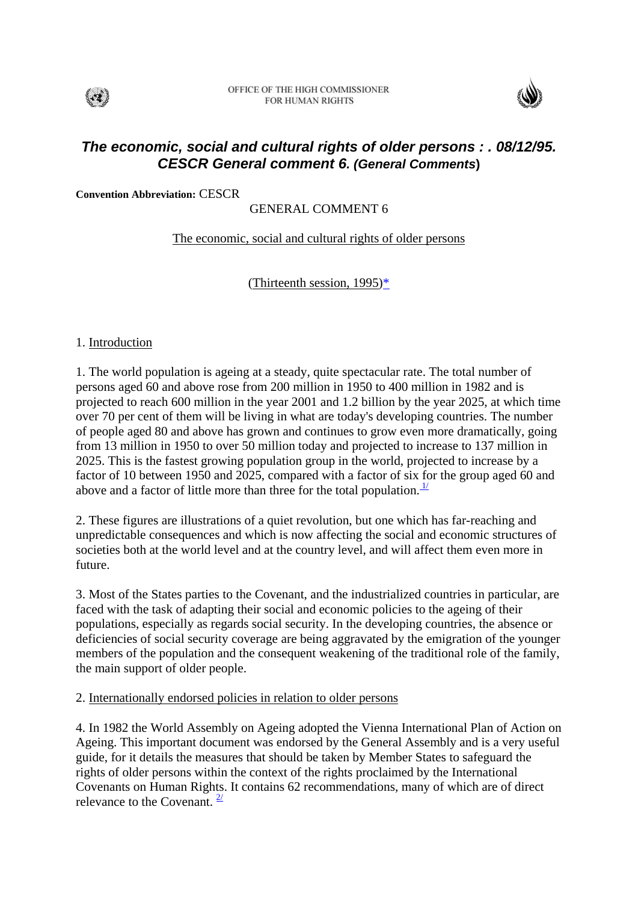OFFICE OF THE HIGH COMMISSIONER
FOR HUMAN RIGHTS

# *The economic, social and cultural rights of older persons : . 08/12/95. CESCR General comment 6. (General Comments)*

**Convention Abbreviation:** CESCR

GENERAL COMMENT 6

The economic, social and cultural rights of older persons

(Thirteenth session, 1995)*

## 1. Introduction

1. The world population is ageing at a steady, quite spectacular rate. The total number of persons aged 60 and above rose from 200 million in 1950 to 400 million in 1982 and is projected to reach 600 million in the year 2001 and 1.2 billion by the year 2025, at which time over 70 per cent of them will be living in what are today's developing countries. The number of people aged 80 and above has grown and continues to grow even more dramatically, going from 13 million in 1950 to over 50 million today and projected to increase to 137 million in 2025. This is the fastest growing population group in the world, projected to increase by a factor of 10 between 1950 and 2025, compared with a factor of six for the group aged 60 and above and a factor of little more than three for the total population.[1/]

2. These figures are illustrations of a quiet revolution, but one which has far-reaching and unpredictable consequences and which is now affecting the social and economic structures of societies both at the world level and at the country level, and will affect them even more in future.

3. Most of the States parties to the Covenant, and the industrialized countries in particular, are faced with the task of adapting their social and economic policies to the ageing of their populations, especially as regards social security. In the developing countries, the absence or deficiencies of social security coverage are being aggravated by the emigration of the younger members of the population and the consequent weakening of the traditional role of the family, the main support of older people.

## 2. Internationally endorsed policies in relation to older persons

4. In 1982 the World Assembly on Ageing adopted the Vienna International Plan of Action on Ageing. This important document was endorsed by the General Assembly and is a very useful guide, for it details the measures that should be taken by Member States to safeguard the rights of older persons within the context of the rights proclaimed by the International Covenants on Human Rights. It contains 62 recommendations, many of which are of direct relevance to the Covenant. [2/]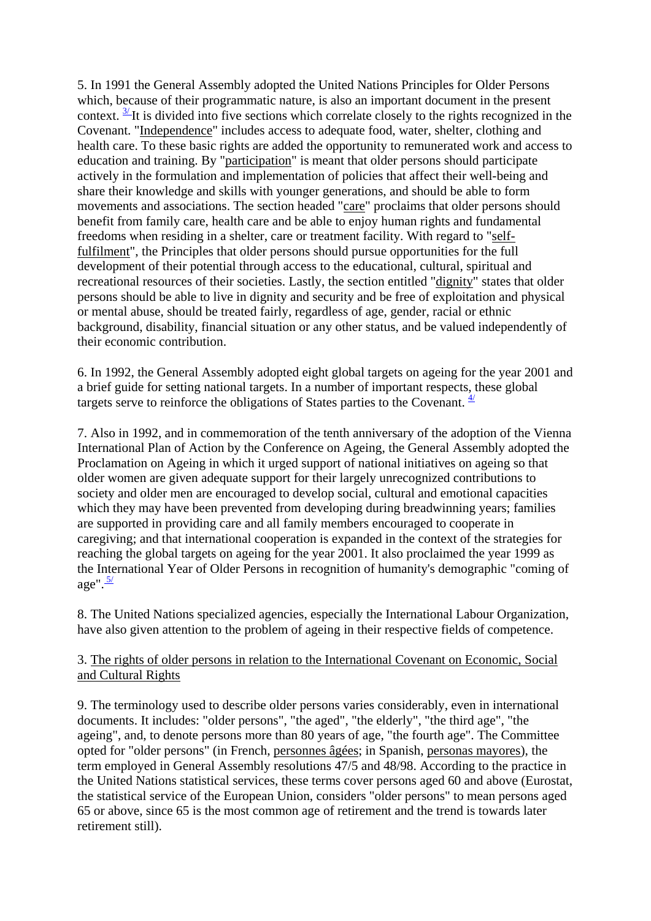5. In 1991 the General Assembly adopted the United Nations Principles for Older Persons which, because of their programmatic nature, is also an important document in the present context. [3/] It is divided into five sections which correlate closely to the rights recognized in the Covenant. "Independence" includes access to adequate food, water, shelter, clothing and health care. To these basic rights are added the opportunity to remunerated work and access to education and training. By "participation" is meant that older persons should participate actively in the formulation and implementation of policies that affect their well-being and share their knowledge and skills with younger generations, and should be able to form movements and associations. The section headed "care" proclaims that older persons should benefit from family care, health care and be able to enjoy human rights and fundamental freedoms when residing in a shelter, care or treatment facility. With regard to "self-fulfilment", the Principles that older persons should pursue opportunities for the full development of their potential through access to the educational, cultural, spiritual and recreational resources of their societies. Lastly, the section entitled "dignity" states that older persons should be able to live in dignity and security and be free of exploitation and physical or mental abuse, should be treated fairly, regardless of age, gender, racial or ethnic background, disability, financial situation or any other status, and be valued independently of their economic contribution.

6. In 1992, the General Assembly adopted eight global targets on ageing for the year 2001 and a brief guide for setting national targets. In a number of important respects, these global targets serve to reinforce the obligations of States parties to the Covenant. [4/]

7. Also in 1992, and in commemoration of the tenth anniversary of the adoption of the Vienna International Plan of Action by the Conference on Ageing, the General Assembly adopted the Proclamation on Ageing in which it urged support of national initiatives on ageing so that older women are given adequate support for their largely unrecognized contributions to society and older men are encouraged to develop social, cultural and emotional capacities which they may have been prevented from developing during breadwinning years; families are supported in providing care and all family members encouraged to cooperate in caregiving; and that international cooperation is expanded in the context of the strategies for reaching the global targets on ageing for the year 2001. It also proclaimed the year 1999 as the International Year of Older Persons in recognition of humanity's demographic "coming of age". [5/]

8. The United Nations specialized agencies, especially the International Labour Organization, have also given attention to the problem of ageing in their respective fields of competence.

### 3. The rights of older persons in relation to the International Covenant on Economic, Social and Cultural Rights

9. The terminology used to describe older persons varies considerably, even in international documents. It includes: "older persons", "the aged", "the elderly", "the third age", "the ageing", and, to denote persons more than 80 years of age, "the fourth age". The Committee opted for "older persons" (in French, personnes âgées; in Spanish, personas mayores), the term employed in General Assembly resolutions 47/5 and 48/98. According to the practice in the United Nations statistical services, these terms cover persons aged 60 and above (Eurostat, the statistical service of the European Union, considers "older persons" to mean persons aged 65 or above, since 65 is the most common age of retirement and the trend is towards later retirement still).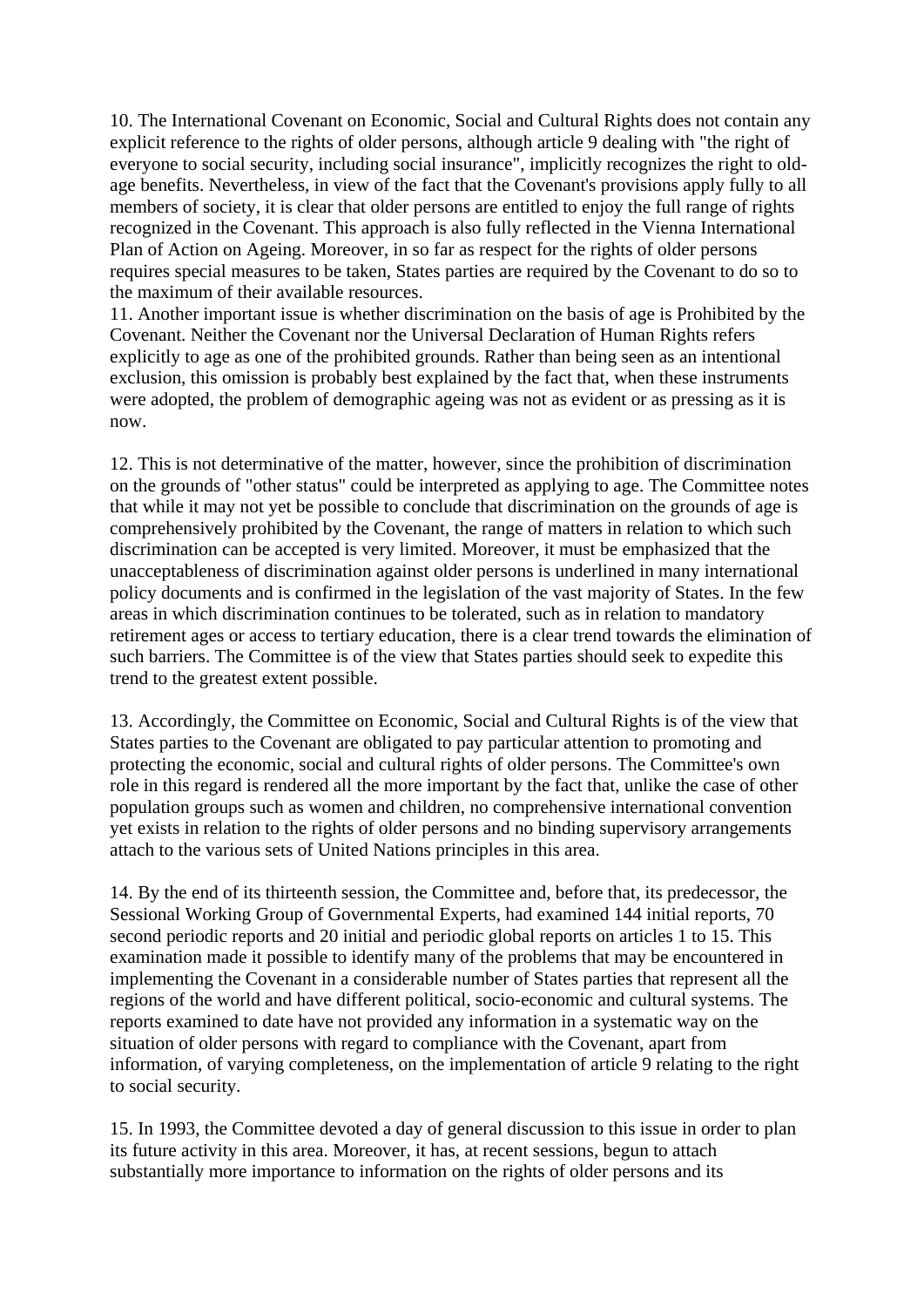10. The International Covenant on Economic, Social and Cultural Rights does not contain any explicit reference to the rights of older persons, although article 9 dealing with "the right of everyone to social security, including social insurance", implicitly recognizes the right to old-age benefits. Nevertheless, in view of the fact that the Covenant's provisions apply fully to all members of society, it is clear that older persons are entitled to enjoy the full range of rights recognized in the Covenant. This approach is also fully reflected in the Vienna International Plan of Action on Ageing. Moreover, in so far as respect for the rights of older persons requires special measures to be taken, States parties are required by the Covenant to do so to the maximum of their available resources.

11. Another important issue is whether discrimination on the basis of age is Prohibited by the Covenant. Neither the Covenant nor the Universal Declaration of Human Rights refers explicitly to age as one of the prohibited grounds. Rather than being seen as an intentional exclusion, this omission is probably best explained by the fact that, when these instruments were adopted, the problem of demographic ageing was not as evident or as pressing as it is now.

12. This is not determinative of the matter, however, since the prohibition of discrimination on the grounds of "other status" could be interpreted as applying to age. The Committee notes that while it may not yet be possible to conclude that discrimination on the grounds of age is comprehensively prohibited by the Covenant, the range of matters in relation to which such discrimination can be accepted is very limited. Moreover, it must be emphasized that the unacceptableness of discrimination against older persons is underlined in many international policy documents and is confirmed in the legislation of the vast majority of States. In the few areas in which discrimination continues to be tolerated, such as in relation to mandatory retirement ages or access to tertiary education, there is a clear trend towards the elimination of such barriers. The Committee is of the view that States parties should seek to expedite this trend to the greatest extent possible.

13. Accordingly, the Committee on Economic, Social and Cultural Rights is of the view that States parties to the Covenant are obligated to pay particular attention to promoting and protecting the economic, social and cultural rights of older persons. The Committee's own role in this regard is rendered all the more important by the fact that, unlike the case of other population groups such as women and children, no comprehensive international convention yet exists in relation to the rights of older persons and no binding supervisory arrangements attach to the various sets of United Nations principles in this area.

14. By the end of its thirteenth session, the Committee and, before that, its predecessor, the Sessional Working Group of Governmental Experts, had examined 144 initial reports, 70 second periodic reports and 20 initial and periodic global reports on articles 1 to 15. This examination made it possible to identify many of the problems that may be encountered in implementing the Covenant in a considerable number of States parties that represent all the regions of the world and have different political, socio-economic and cultural systems. The reports examined to date have not provided any information in a systematic way on the situation of older persons with regard to compliance with the Covenant, apart from information, of varying completeness, on the implementation of article 9 relating to the right to social security.

15. In 1993, the Committee devoted a day of general discussion to this issue in order to plan its future activity in this area. Moreover, it has, at recent sessions, begun to attach substantially more importance to information on the rights of older persons and its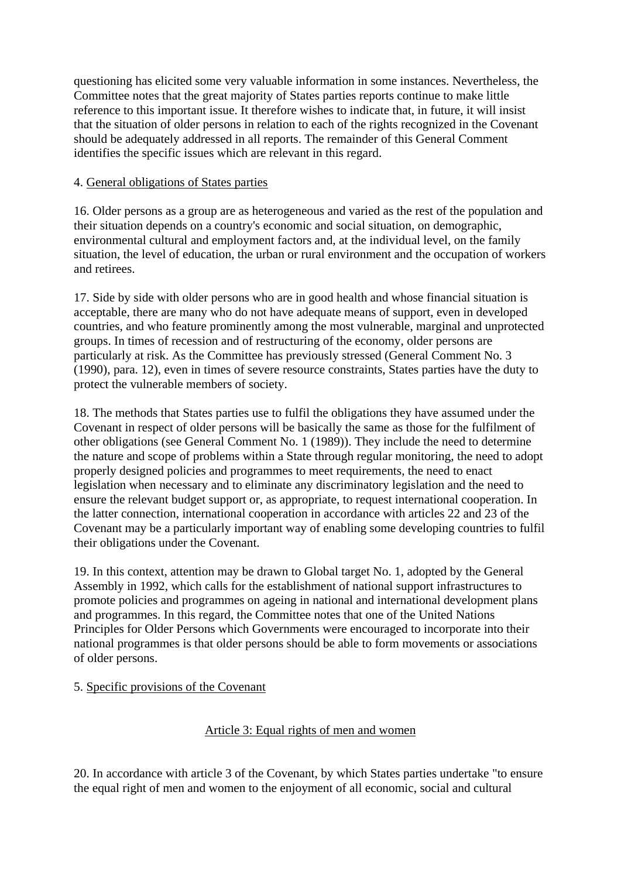questioning has elicited some very valuable information in some instances. Nevertheless, the Committee notes that the great majority of States parties reports continue to make little reference to this important issue. It therefore wishes to indicate that, in future, it will insist that the situation of older persons in relation to each of the rights recognized in the Covenant should be adequately addressed in all reports. The remainder of this General Comment identifies the specific issues which are relevant in this regard.

## 4. General obligations of States parties

16. Older persons as a group are as heterogeneous and varied as the rest of the population and their situation depends on a country's economic and social situation, on demographic, environmental cultural and employment factors and, at the individual level, on the family situation, the level of education, the urban or rural environment and the occupation of workers and retirees.

17. Side by side with older persons who are in good health and whose financial situation is acceptable, there are many who do not have adequate means of support, even in developed countries, and who feature prominently among the most vulnerable, marginal and unprotected groups. In times of recession and of restructuring of the economy, older persons are particularly at risk. As the Committee has previously stressed (General Comment No. 3 (1990), para. 12), even in times of severe resource constraints, States parties have the duty to protect the vulnerable members of society.

18. The methods that States parties use to fulfil the obligations they have assumed under the Covenant in respect of older persons will be basically the same as those for the fulfilment of other obligations (see General Comment No. 1 (1989)). They include the need to determine the nature and scope of problems within a State through regular monitoring, the need to adopt properly designed policies and programmes to meet requirements, the need to enact legislation when necessary and to eliminate any discriminatory legislation and the need to ensure the relevant budget support or, as appropriate, to request international cooperation. In the latter connection, international cooperation in accordance with articles 22 and 23 of the Covenant may be a particularly important way of enabling some developing countries to fulfil their obligations under the Covenant.

19. In this context, attention may be drawn to Global target No. 1, adopted by the General Assembly in 1992, which calls for the establishment of national support infrastructures to promote policies and programmes on ageing in national and international development plans and programmes. In this regard, the Committee notes that one of the United Nations Principles for Older Persons which Governments were encouraged to incorporate into their national programmes is that older persons should be able to form movements or associations of older persons.

## 5. Specific provisions of the Covenant

### Article 3: Equal rights of men and women

20. In accordance with article 3 of the Covenant, by which States parties undertake "to ensure the equal right of men and women to the enjoyment of all economic, social and cultural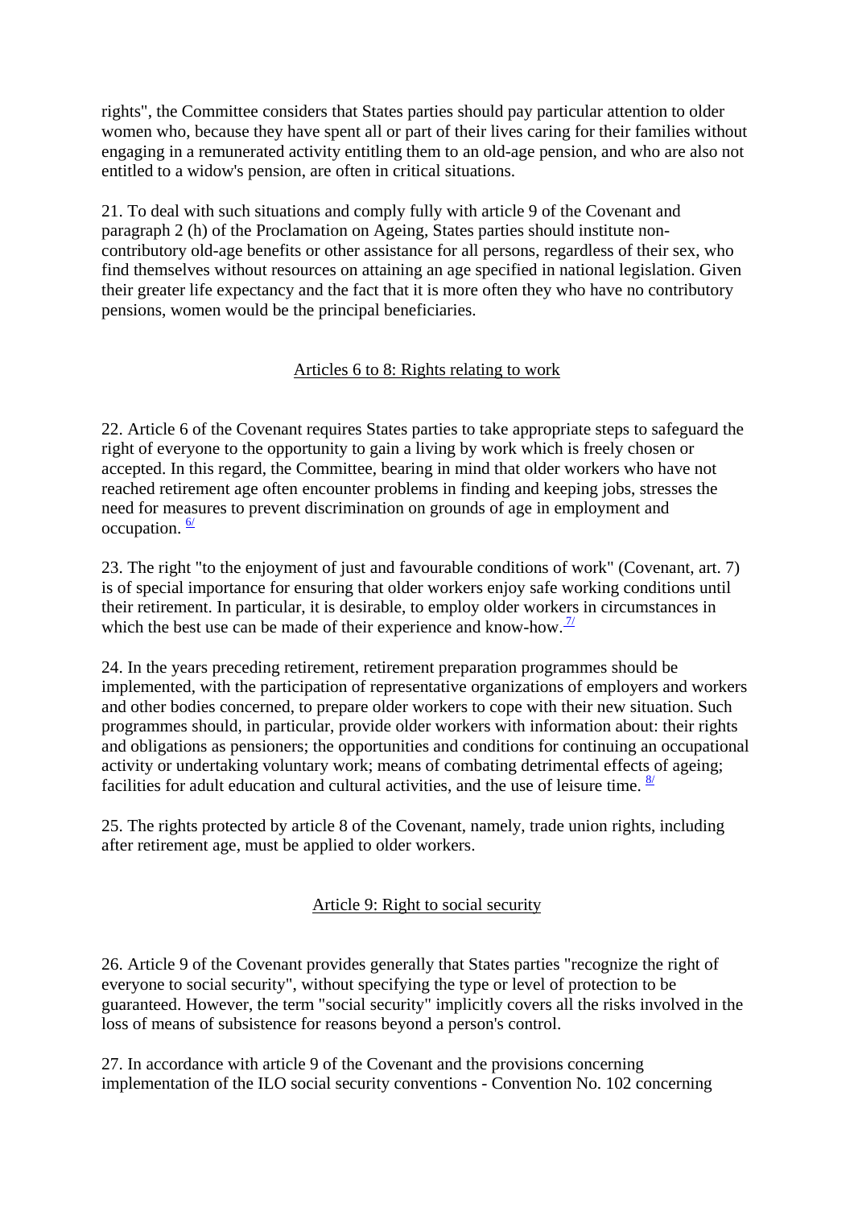rights", the Committee considers that States parties should pay particular attention to older women who, because they have spent all or part of their lives caring for their families without engaging in a remunerated activity entitling them to an old-age pension, and who are also not entitled to a widow's pension, are often in critical situations.

21. To deal with such situations and comply fully with article 9 of the Covenant and paragraph 2 (h) of the Proclamation on Ageing, States parties should institute non-contributory old-age benefits or other assistance for all persons, regardless of their sex, who find themselves without resources on attaining an age specified in national legislation. Given their greater life expectancy and the fact that it is more often they who have no contributory pensions, women would be the principal beneficiaries.

## Articles 6 to 8: Rights relating to work

22. Article 6 of the Covenant requires States parties to take appropriate steps to safeguard the right of everyone to the opportunity to gain a living by work which is freely chosen or accepted. In this regard, the Committee, bearing in mind that older workers who have not reached retirement age often encounter problems in finding and keeping jobs, stresses the need for measures to prevent discrimination on grounds of age in employment and occupation. [6/]

23. The right "to the enjoyment of just and favourable conditions of work" (Covenant, art. 7) is of special importance for ensuring that older workers enjoy safe working conditions until their retirement. In particular, it is desirable, to employ older workers in circumstances in which the best use can be made of their experience and know-how.[7/]

24. In the years preceding retirement, retirement preparation programmes should be implemented, with the participation of representative organizations of employers and workers and other bodies concerned, to prepare older workers to cope with their new situation. Such programmes should, in particular, provide older workers with information about: their rights and obligations as pensioners; the opportunities and conditions for continuing an occupational activity or undertaking voluntary work; means of combating detrimental effects of ageing; facilities for adult education and cultural activities, and the use of leisure time. [8/]

25. The rights protected by article 8 of the Covenant, namely, trade union rights, including after retirement age, must be applied to older workers.

## Article 9: Right to social security

26. Article 9 of the Covenant provides generally that States parties "recognize the right of everyone to social security", without specifying the type or level of protection to be guaranteed. However, the term "social security" implicitly covers all the risks involved in the loss of means of subsistence for reasons beyond a person's control.

27. In accordance with article 9 of the Covenant and the provisions concerning implementation of the ILO social security conventions - Convention No. 102 concerning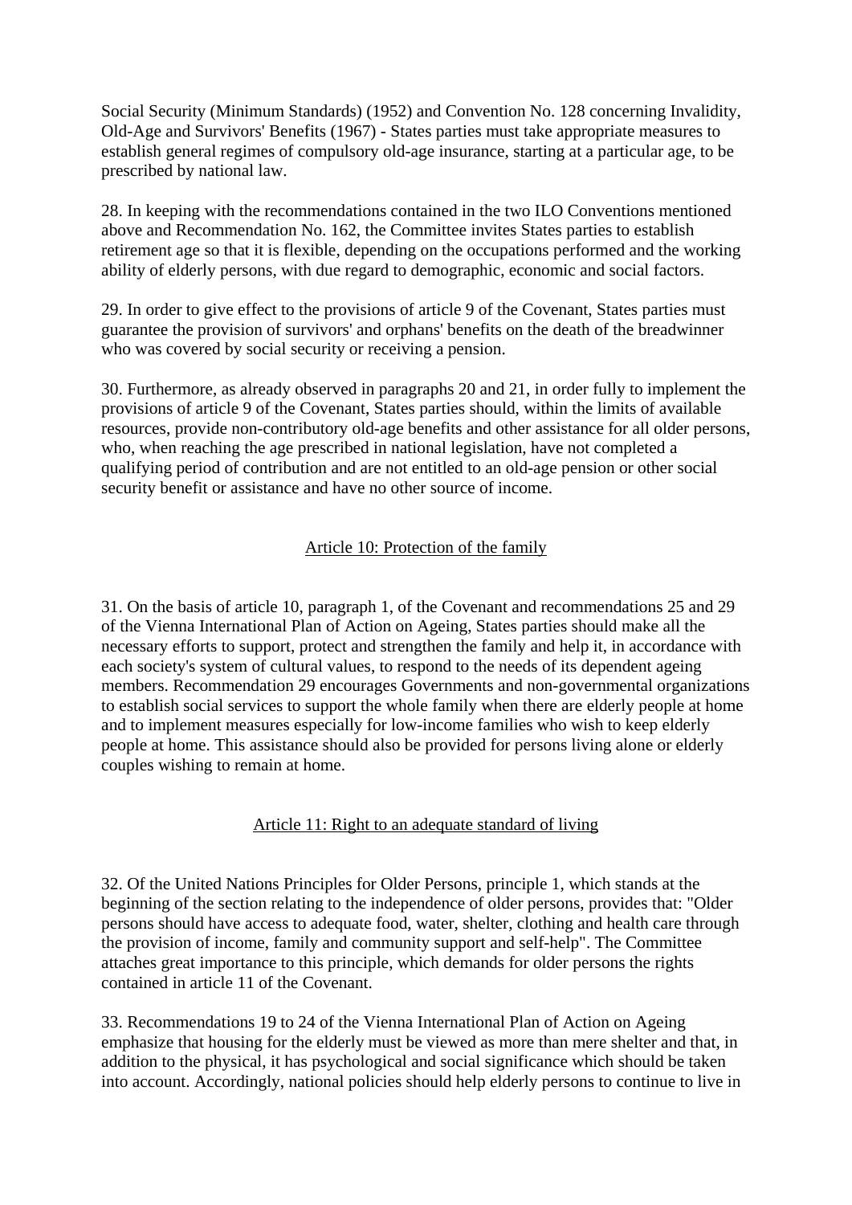Social Security (Minimum Standards) (1952) and Convention No. 128 concerning Invalidity, Old-Age and Survivors' Benefits (1967) - States parties must take appropriate measures to establish general regimes of compulsory old-age insurance, starting at a particular age, to be prescribed by national law.

28. In keeping with the recommendations contained in the two ILO Conventions mentioned above and Recommendation No. 162, the Committee invites States parties to establish retirement age so that it is flexible, depending on the occupations performed and the working ability of elderly persons, with due regard to demographic, economic and social factors.

29. In order to give effect to the provisions of article 9 of the Covenant, States parties must guarantee the provision of survivors' and orphans' benefits on the death of the breadwinner who was covered by social security or receiving a pension.

30. Furthermore, as already observed in paragraphs 20 and 21, in order fully to implement the provisions of article 9 of the Covenant, States parties should, within the limits of available resources, provide non-contributory old-age benefits and other assistance for all older persons, who, when reaching the age prescribed in national legislation, have not completed a qualifying period of contribution and are not entitled to an old-age pension or other social security benefit or assistance and have no other source of income.

## Article 10: Protection of the family

31. On the basis of article 10, paragraph 1, of the Covenant and recommendations 25 and 29 of the Vienna International Plan of Action on Ageing, States parties should make all the necessary efforts to support, protect and strengthen the family and help it, in accordance with each society's system of cultural values, to respond to the needs of its dependent ageing members. Recommendation 29 encourages Governments and non-governmental organizations to establish social services to support the whole family when there are elderly people at home and to implement measures especially for low-income families who wish to keep elderly people at home. This assistance should also be provided for persons living alone or elderly couples wishing to remain at home.

## Article 11: Right to an adequate standard of living

32. Of the United Nations Principles for Older Persons, principle 1, which stands at the beginning of the section relating to the independence of older persons, provides that: "Older persons should have access to adequate food, water, shelter, clothing and health care through the provision of income, family and community support and self-help". The Committee attaches great importance to this principle, which demands for older persons the rights contained in article 11 of the Covenant.

33. Recommendations 19 to 24 of the Vienna International Plan of Action on Ageing emphasize that housing for the elderly must be viewed as more than mere shelter and that, in addition to the physical, it has psychological and social significance which should be taken into account. Accordingly, national policies should help elderly persons to continue to live in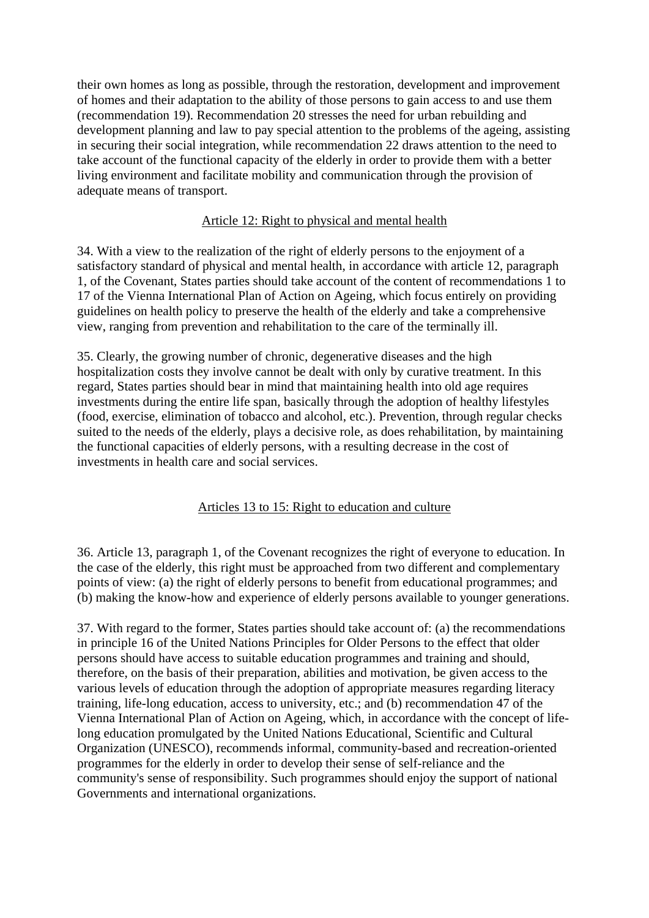their own homes as long as possible, through the restoration, development and improvement of homes and their adaptation to the ability of those persons to gain access to and use them (recommendation 19). Recommendation 20 stresses the need for urban rebuilding and development planning and law to pay special attention to the problems of the ageing, assisting in securing their social integration, while recommendation 22 draws attention to the need to take account of the functional capacity of the elderly in order to provide them with a better living environment and facilitate mobility and communication through the provision of adequate means of transport.

## Article 12: Right to physical and mental health

34. With a view to the realization of the right of elderly persons to the enjoyment of a satisfactory standard of physical and mental health, in accordance with article 12, paragraph 1, of the Covenant, States parties should take account of the content of recommendations 1 to 17 of the Vienna International Plan of Action on Ageing, which focus entirely on providing guidelines on health policy to preserve the health of the elderly and take a comprehensive view, ranging from prevention and rehabilitation to the care of the terminally ill.

35. Clearly, the growing number of chronic, degenerative diseases and the high hospitalization costs they involve cannot be dealt with only by curative treatment. In this regard, States parties should bear in mind that maintaining health into old age requires investments during the entire life span, basically through the adoption of healthy lifestyles (food, exercise, elimination of tobacco and alcohol, etc.). Prevention, through regular checks suited to the needs of the elderly, plays a decisive role, as does rehabilitation, by maintaining the functional capacities of elderly persons, with a resulting decrease in the cost of investments in health care and social services.

## Articles 13 to 15: Right to education and culture

36. Article 13, paragraph 1, of the Covenant recognizes the right of everyone to education. In the case of the elderly, this right must be approached from two different and complementary points of view: (a) the right of elderly persons to benefit from educational programmes; and (b) making the know-how and experience of elderly persons available to younger generations.

37. With regard to the former, States parties should take account of: (a) the recommendations in principle 16 of the United Nations Principles for Older Persons to the effect that older persons should have access to suitable education programmes and training and should, therefore, on the basis of their preparation, abilities and motivation, be given access to the various levels of education through the adoption of appropriate measures regarding literacy training, life-long education, access to university, etc.; and (b) recommendation 47 of the Vienna International Plan of Action on Ageing, which, in accordance with the concept of life-long education promulgated by the United Nations Educational, Scientific and Cultural Organization (UNESCO), recommends informal, community-based and recreation-oriented programmes for the elderly in order to develop their sense of self-reliance and the community's sense of responsibility. Such programmes should enjoy the support of national Governments and international organizations.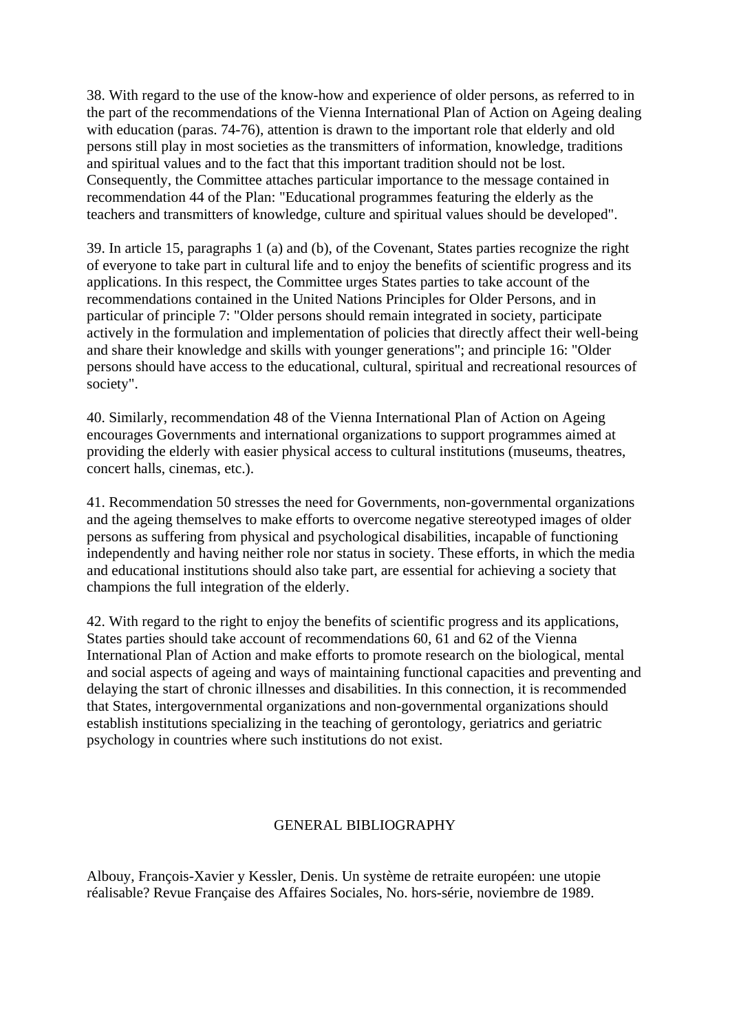38. With regard to the use of the know-how and experience of older persons, as referred to in the part of the recommendations of the Vienna International Plan of Action on Ageing dealing with education (paras. 74-76), attention is drawn to the important role that elderly and old persons still play in most societies as the transmitters of information, knowledge, traditions and spiritual values and to the fact that this important tradition should not be lost. Consequently, the Committee attaches particular importance to the message contained in recommendation 44 of the Plan: "Educational programmes featuring the elderly as the teachers and transmitters of knowledge, culture and spiritual values should be developed".

39. In article 15, paragraphs 1 (a) and (b), of the Covenant, States parties recognize the right of everyone to take part in cultural life and to enjoy the benefits of scientific progress and its applications. In this respect, the Committee urges States parties to take account of the recommendations contained in the United Nations Principles for Older Persons, and in particular of principle 7: "Older persons should remain integrated in society, participate actively in the formulation and implementation of policies that directly affect their well-being and share their knowledge and skills with younger generations"; and principle 16: "Older persons should have access to the educational, cultural, spiritual and recreational resources of society".

40. Similarly, recommendation 48 of the Vienna International Plan of Action on Ageing encourages Governments and international organizations to support programmes aimed at providing the elderly with easier physical access to cultural institutions (museums, theatres, concert halls, cinemas, etc.).

41. Recommendation 50 stresses the need for Governments, non-governmental organizations and the ageing themselves to make efforts to overcome negative stereotyped images of older persons as suffering from physical and psychological disabilities, incapable of functioning independently and having neither role nor status in society. These efforts, in which the media and educational institutions should also take part, are essential for achieving a society that champions the full integration of the elderly.

42. With regard to the right to enjoy the benefits of scientific progress and its applications, States parties should take account of recommendations 60, 61 and 62 of the Vienna International Plan of Action and make efforts to promote research on the biological, mental and social aspects of ageing and ways of maintaining functional capacities and preventing and delaying the start of chronic illnesses and disabilities. In this connection, it is recommended that States, intergovernmental organizations and non-governmental organizations should establish institutions specializing in the teaching of gerontology, geriatrics and geriatric psychology in countries where such institutions do not exist.

## GENERAL BIBLIOGRAPHY

Albouy, François-Xavier y Kessler, Denis. Un système de retraite européen: une utopie réalisable? Revue Française des Affaires Sociales, No. hors-série, noviembre de 1989.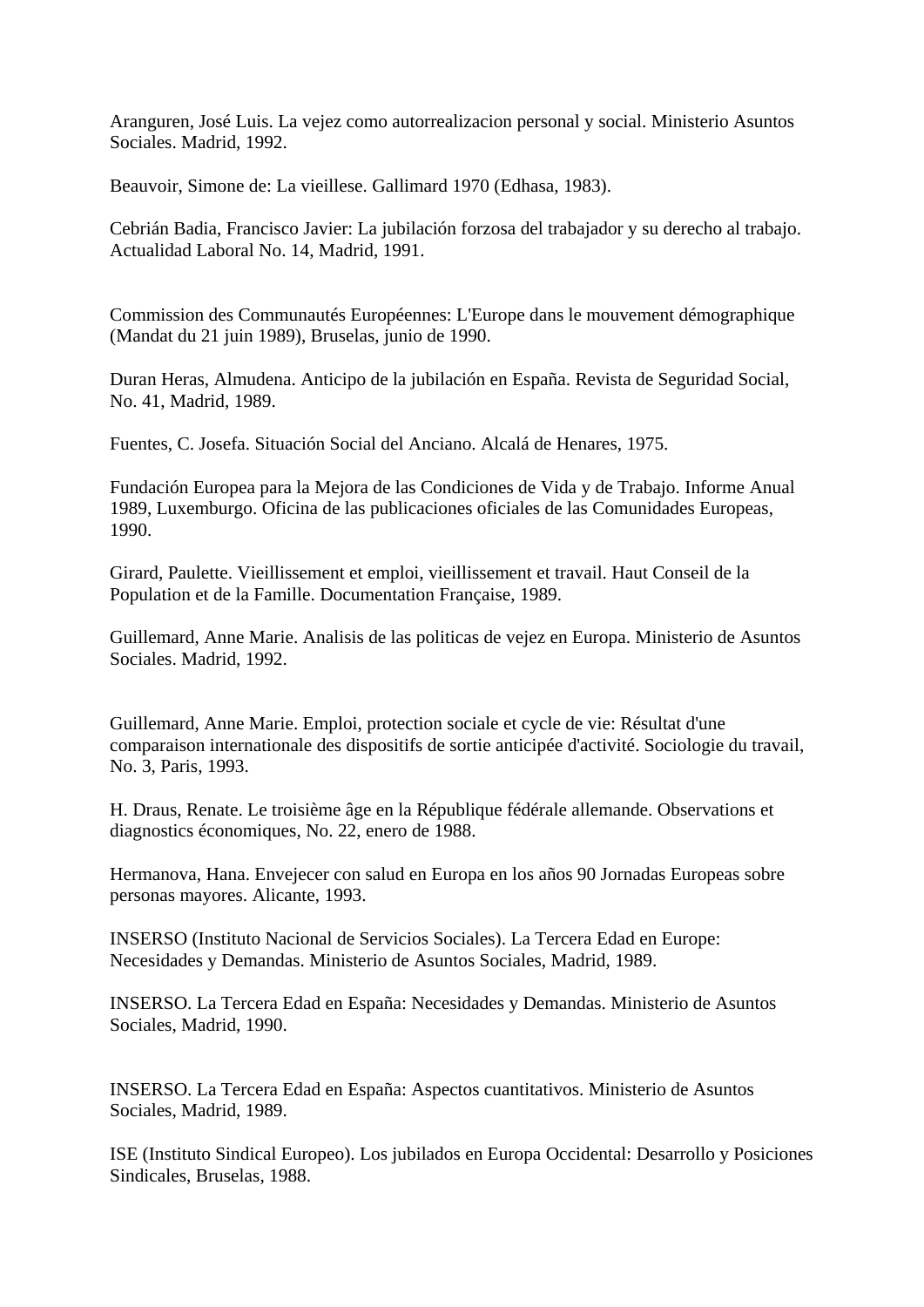Aranguren, José Luis. La vejez como autorrealizacion personal y social. Ministerio Asuntos Sociales. Madrid, 1992.

Beauvoir, Simone de: La vieillese. Gallimard 1970 (Edhasa, 1983).

Cebrián Badia, Francisco Javier: La jubilación forzosa del trabajador y su derecho al trabajo. Actualidad Laboral No. 14, Madrid, 1991.

Commission des Communautés Européennes: L'Europe dans le mouvement démographique (Mandat du 21 juin 1989), Bruselas, junio de 1990.

Duran Heras, Almudena. Anticipo de la jubilación en España. Revista de Seguridad Social, No. 41, Madrid, 1989.

Fuentes, C. Josefa. Situación Social del Anciano. Alcalá de Henares, 1975.

Fundación Europea para la Mejora de las Condiciones de Vida y de Trabajo. Informe Anual 1989, Luxemburgo. Oficina de las publicaciones oficiales de las Comunidades Europeas, 1990.

Girard, Paulette. Vieillissement et emploi, vieillissement et travail. Haut Conseil de la Population et de la Famille. Documentation Française, 1989.

Guillemard, Anne Marie. Analisis de las politicas de vejez en Europa. Ministerio de Asuntos Sociales. Madrid, 1992.

Guillemard, Anne Marie. Emploi, protection sociale et cycle de vie: Résultat d'une comparaison internationale des dispositifs de sortie anticipée d'activité. Sociologie du travail, No. 3, Paris, 1993.

H. Draus, Renate. Le troisième âge en la République fédérale allemande. Observations et diagnostics économiques, No. 22, enero de 1988.

Hermanova, Hana. Envejecer con salud en Europa en los años 90 Jornadas Europeas sobre personas mayores. Alicante, 1993.

INSERSO (Instituto Nacional de Servicios Sociales). La Tercera Edad en Europe: Necesidades y Demandas. Ministerio de Asuntos Sociales, Madrid, 1989.

INSERSO. La Tercera Edad en España: Necesidades y Demandas. Ministerio de Asuntos Sociales, Madrid, 1990.

INSERSO. La Tercera Edad en España: Aspectos cuantitativos. Ministerio de Asuntos Sociales, Madrid, 1989.

ISE (Instituto Sindical Europeo). Los jubilados en Europa Occidental: Desarrollo y Posiciones Sindicales, Bruselas, 1988.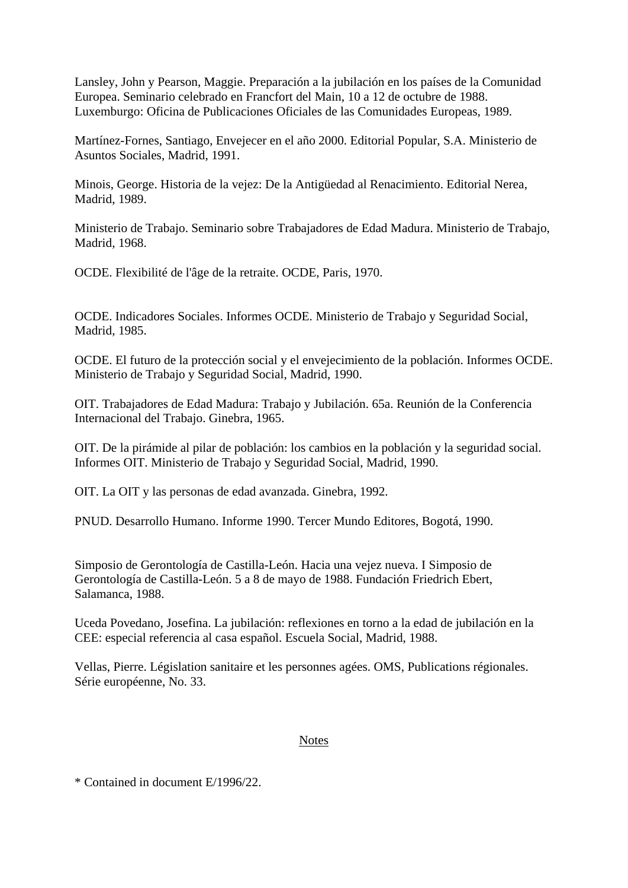Lansley, John y Pearson, Maggie. Preparación a la jubilación en los países de la Comunidad Europea. Seminario celebrado en Francfort del Main, 10 a 12 de octubre de 1988. Luxemburgo: Oficina de Publicaciones Oficiales de las Comunidades Europeas, 1989.

Martínez-Fornes, Santiago, Envejecer en el año 2000. Editorial Popular, S.A. Ministerio de Asuntos Sociales, Madrid, 1991.

Minois, George. Historia de la vejez: De la Antigüedad al Renacimiento. Editorial Nerea, Madrid, 1989.

Ministerio de Trabajo. Seminario sobre Trabajadores de Edad Madura. Ministerio de Trabajo, Madrid, 1968.

OCDE. Flexibilité de l'âge de la retraite. OCDE, Paris, 1970.

OCDE. Indicadores Sociales. Informes OCDE. Ministerio de Trabajo y Seguridad Social, Madrid, 1985.

OCDE. El futuro de la protección social y el envejecimiento de la población. Informes OCDE. Ministerio de Trabajo y Seguridad Social, Madrid, 1990.

OIT. Trabajadores de Edad Madura: Trabajo y Jubilación. 65a. Reunión de la Conferencia Internacional del Trabajo. Ginebra, 1965.

OIT. De la pirámide al pilar de población: los cambios en la población y la seguridad social. Informes OIT. Ministerio de Trabajo y Seguridad Social, Madrid, 1990.

OIT. La OIT y las personas de edad avanzada. Ginebra, 1992.

PNUD. Desarrollo Humano. Informe 1990. Tercer Mundo Editores, Bogotá, 1990.

Simposio de Gerontología de Castilla-León. Hacia una vejez nueva. I Simposio de Gerontología de Castilla-León. 5 a 8 de mayo de 1988. Fundación Friedrich Ebert, Salamanca, 1988.

Uceda Povedano, Josefina. La jubilación: reflexiones en torno a la edad de jubilación en la CEE: especial referencia al casa español. Escuela Social, Madrid, 1988.

Vellas, Pierre. Législation sanitaire et les personnes agées. OMS, Publications régionales. Série européenne, No. 33.

<u>Notes</u>

* Contained in document E/1996/22.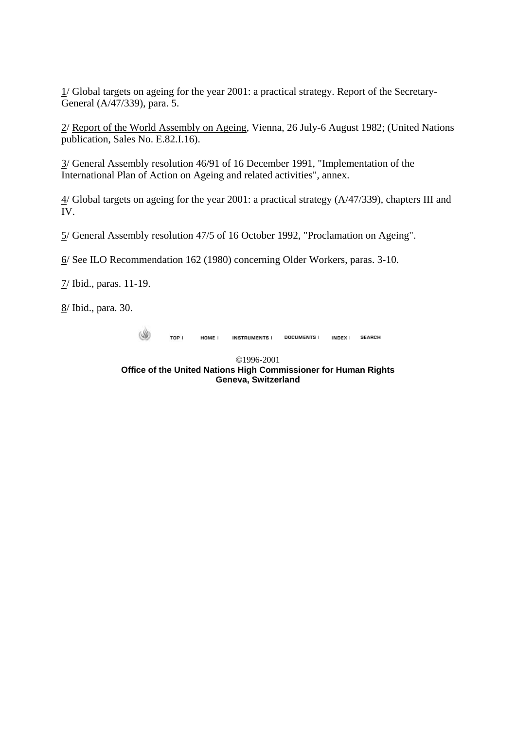1/ Global targets on ageing for the year 2001: a practical strategy. Report of the Secretary-General (A/47/339), para. 5.

2/ Report of the World Assembly on Ageing, Vienna, 26 July-6 August 1982; (United Nations publication, Sales No. E.82.I.16).

3/ General Assembly resolution 46/91 of 16 December 1991, "Implementation of the International Plan of Action on Ageing and related activities", annex.

4/ Global targets on ageing for the year 2001: a practical strategy (A/47/339), chapters III and IV.

5/ General Assembly resolution 47/5 of 16 October 1992, "Proclamation on Ageing".

6/ See ILO Recommendation 162 (1980) concerning Older Workers, paras. 3-10.

7/ Ibid., paras. 11-19.

8/ Ibid., para. 30.

TOP | HOME | INSTRUMENTS | DOCUMENTS | INDEX | SEARCH

©1996-2001

**Office of the United Nations High Commissioner for Human Rights**
**Geneva, Switzerland**